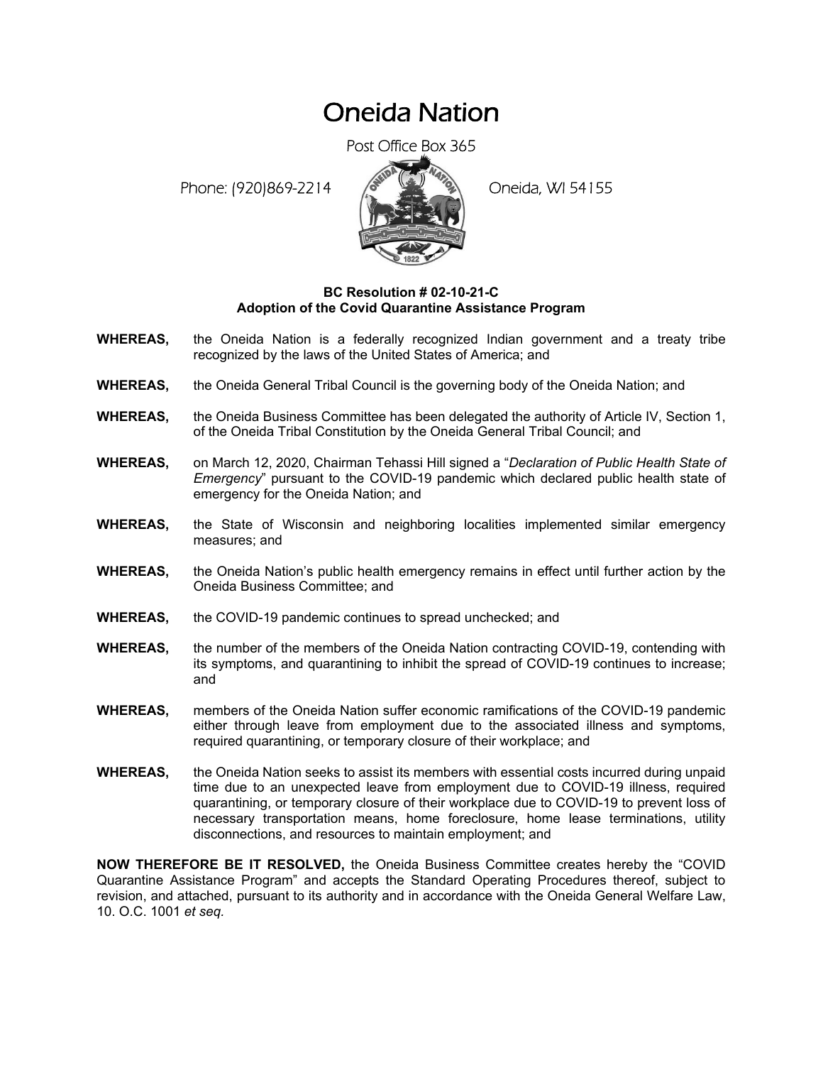# Oneida Nation

Post Office Box 365

Phone: (920)869-2214 Oneida, WI 54155

**BC Resolution # 02-10-21-C**
**Adoption of the Covid Quarantine Assistance Program**

**WHEREAS,** the Oneida Nation is a federally recognized Indian government and a treaty tribe recognized by the laws of the United States of America; and

**WHEREAS,** the Oneida General Tribal Council is the governing body of the Oneida Nation; and

**WHEREAS,** the Oneida Business Committee has been delegated the authority of Article IV, Section 1, of the Oneida Tribal Constitution by the Oneida General Tribal Council; and

**WHEREAS,** on March 12, 2020, Chairman Tehassi Hill signed a "*Declaration of Public Health State of Emergency*" pursuant to the COVID-19 pandemic which declared public health state of emergency for the Oneida Nation; and

**WHEREAS,** the State of Wisconsin and neighboring localities implemented similar emergency measures; and

**WHEREAS,** the Oneida Nation's public health emergency remains in effect until further action by the Oneida Business Committee; and

**WHEREAS,** the COVID-19 pandemic continues to spread unchecked; and

**WHEREAS,** the number of the members of the Oneida Nation contracting COVID-19, contending with its symptoms, and quarantining to inhibit the spread of COVID-19 continues to increase; and

**WHEREAS,** members of the Oneida Nation suffer economic ramifications of the COVID-19 pandemic either through leave from employment due to the associated illness and symptoms, required quarantining, or temporary closure of their workplace; and

**WHEREAS,** the Oneida Nation seeks to assist its members with essential costs incurred during unpaid time due to an unexpected leave from employment due to COVID-19 illness, required quarantining, or temporary closure of their workplace due to COVID-19 to prevent loss of necessary transportation means, home foreclosure, home lease terminations, utility disconnections, and resources to maintain employment; and

**NOW THEREFORE BE IT RESOLVED,** the Oneida Business Committee creates hereby the "COVID Quarantine Assistance Program" and accepts the Standard Operating Procedures thereof, subject to revision, and attached, pursuant to its authority and in accordance with the Oneida General Welfare Law, 10. O.C. 1001 *et seq.*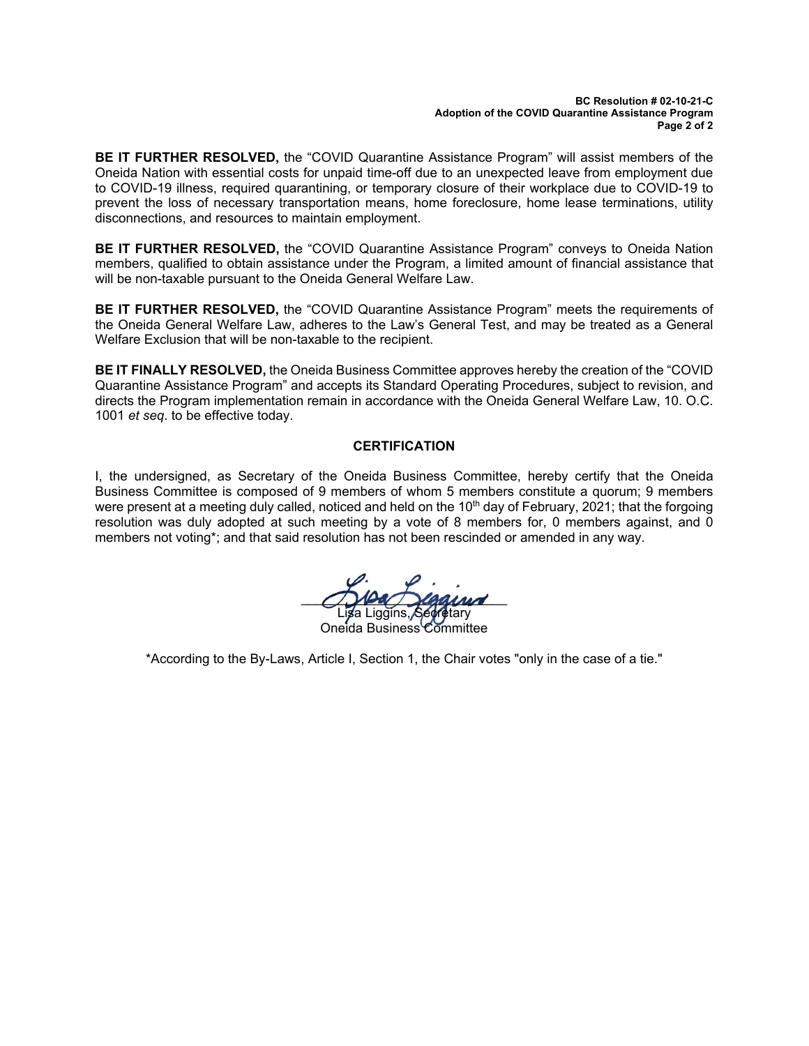**BE IT FURTHER RESOLVED,** the "COVID Quarantine Assistance Program" will assist members of the Oneida Nation with essential costs for unpaid time-off due to an unexpected leave from employment due to COVID-19 illness, required quarantining, or temporary closure of their workplace due to COVID-19 to prevent the loss of necessary transportation means, home foreclosure, home lease terminations, utility disconnections, and resources to maintain employment.

**BE IT FURTHER RESOLVED,** the "COVID Quarantine Assistance Program" conveys to Oneida Nation members, qualified to obtain assistance under the Program, a limited amount of financial assistance that will be non-taxable pursuant to the Oneida General Welfare Law.

**BE IT FURTHER RESOLVED,** the "COVID Quarantine Assistance Program" meets the requirements of the Oneida General Welfare Law, adheres to the Law's General Test, and may be treated as a General Welfare Exclusion that will be non-taxable to the recipient.

**BE IT FINALLY RESOLVED,** the Oneida Business Committee approves hereby the creation of the "COVID Quarantine Assistance Program" and accepts its Standard Operating Procedures, subject to revision, and directs the Program implementation remain in accordance with the Oneida General Welfare Law, 10. O.C. 1001 *et seq*. to be effective today.

## CERTIFICATION

I, the undersigned, as Secretary of the Oneida Business Committee, hereby certify that the Oneida Business Committee is composed of 9 members of whom 5 members constitute a quorum; 9 members were present at a meeting duly called, noticed and held on the 10th day of February, 2021; that the forgoing resolution was duly adopted at such meeting by a vote of 8 members for, 0 members against, and 0 members not voting*; and that said resolution has not been rescinded or amended in any way.

Lisa Liggins, Secretary
Oneida Business Committee

*According to the By-Laws, Article I, Section 1, the Chair votes "only in the case of a tie."